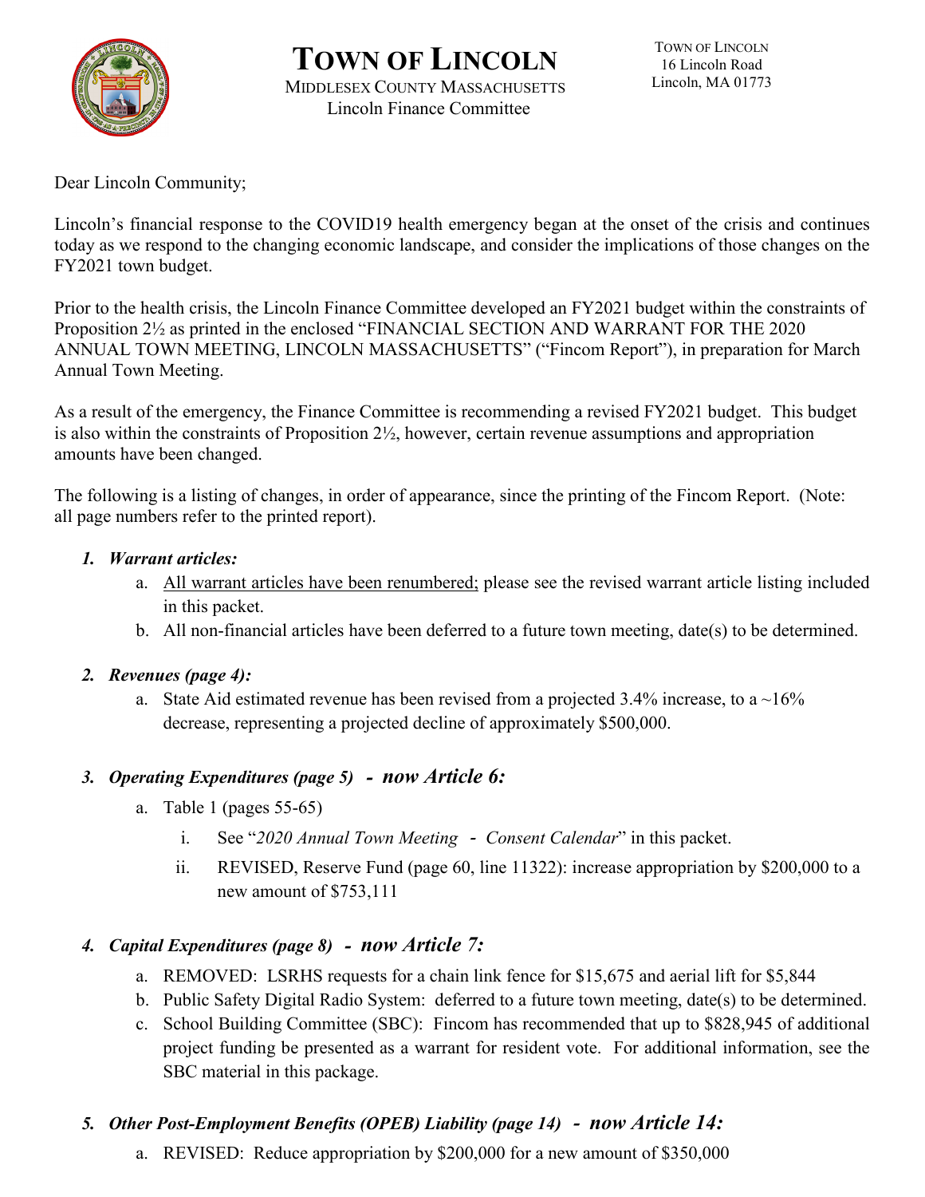# TOWN OF LINCOLN

MIDDLESEX COUNTY MASSACHUSETTS
Lincoln Finance Committee

TOWN OF LINCOLN
16 Lincoln Road
Lincoln, MA 01773

Dear Lincoln Community;

Lincoln's financial response to the COVID19 health emergency began at the onset of the crisis and continues today as we respond to the changing economic landscape, and consider the implications of those changes on the FY2021 town budget.

Prior to the health crisis, the Lincoln Finance Committee developed an FY2021 budget within the constraints of Proposition 2½ as printed in the enclosed "FINANCIAL SECTION AND WARRANT FOR THE 2020 ANNUAL TOWN MEETING, LINCOLN MASSACHUSETTS" ("Fincom Report"), in preparation for March Annual Town Meeting.

As a result of the emergency, the Finance Committee is recommending a revised FY2021 budget. This budget is also within the constraints of Proposition 2½, however, certain revenue assumptions and appropriation amounts have been changed.

The following is a listing of changes, in order of appearance, since the printing of the Fincom Report. (Note: all page numbers refer to the printed report).

1. ***Warrant articles:***
   a. <u>All warrant articles have been renumbered;</u> please see the revised warrant article listing included in this packet.
   b. All non-financial articles have been deferred to a future town meeting, date(s) to be determined.

2. ***Revenues (page 4):***
   a. State Aid estimated revenue has been revised from a projected 3.4% increase, to a ~16% decrease, representing a projected decline of approximately $500,000.

3. ***Operating Expenditures (page 5) - now Article 6:***
   a. Table 1 (pages 55-65)
      i. See "*2020 Annual Town Meeting - Consent Calendar*" in this packet.
      ii. REVISED, Reserve Fund (page 60, line 11322): increase appropriation by $200,000 to a new amount of $753,111

4. ***Capital Expenditures (page 8) - now Article 7:***
   a. REMOVED: LSRHS requests for a chain link fence for $15,675 and aerial lift for $5,844
   b. Public Safety Digital Radio System: deferred to a future town meeting, date(s) to be determined.
   c. School Building Committee (SBC): Fincom has recommended that up to $828,945 of additional project funding be presented as a warrant for resident vote. For additional information, see the SBC material in this package.

5. ***Other Post-Employment Benefits (OPEB) Liability (page 14) - now Article 14:***
   a. REVISED: Reduce appropriation by $200,000 for a new amount of $350,000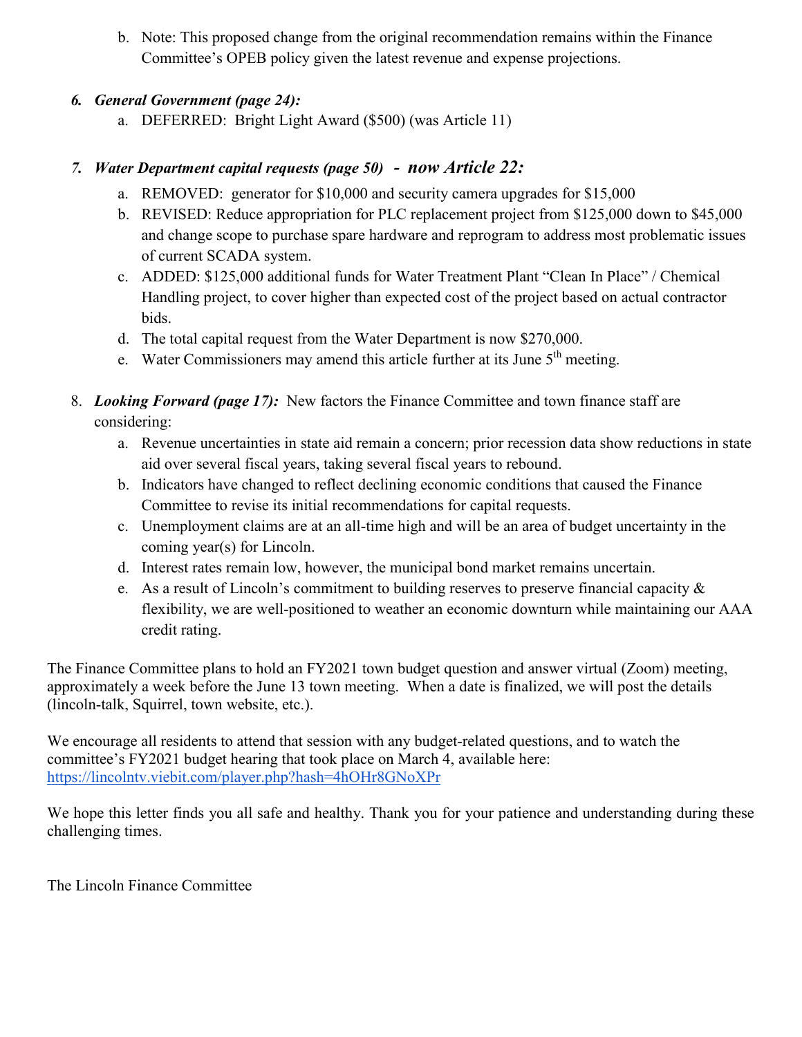b. Note: This proposed change from the original recommendation remains within the Finance Committee's OPEB policy given the latest revenue and expense projections.

6. ***General Government (page 24):***
   a. DEFERRED: Bright Light Award ($500) (was Article 11)

7. ***Water Department capital requests (page 50) - now Article 22:***
   a. REMOVED: generator for $10,000 and security camera upgrades for $15,000
   b. REVISED: Reduce appropriation for PLC replacement project from $125,000 down to $45,000 and change scope to purchase spare hardware and reprogram to address most problematic issues of current SCADA system.
   c. ADDED: $125,000 additional funds for Water Treatment Plant "Clean In Place" / Chemical Handling project, to cover higher than expected cost of the project based on actual contractor bids.
   d. The total capital request from the Water Department is now $270,000.
   e. Water Commissioners may amend this article further at its June 5th meeting.

8. ***Looking Forward (page 17):*** New factors the Finance Committee and town finance staff are considering:
   a. Revenue uncertainties in state aid remain a concern; prior recession data show reductions in state aid over several fiscal years, taking several fiscal years to rebound.
   b. Indicators have changed to reflect declining economic conditions that caused the Finance Committee to revise its initial recommendations for capital requests.
   c. Unemployment claims are at an all-time high and will be an area of budget uncertainty in the coming year(s) for Lincoln.
   d. Interest rates remain low, however, the municipal bond market remains uncertain.
   e. As a result of Lincoln's commitment to building reserves to preserve financial capacity & flexibility, we are well-positioned to weather an economic downturn while maintaining our AAA credit rating.

The Finance Committee plans to hold an FY2021 town budget question and answer virtual (Zoom) meeting, approximately a week before the June 13 town meeting. When a date is finalized, we will post the details (lincoln-talk, Squirrel, town website, etc.).

We encourage all residents to attend that session with any budget-related questions, and to watch the committee's FY2021 budget hearing that took place on March 4, available here: https://lincolntv.viebit.com/player.php?hash=4hOHr8GNoXPr

We hope this letter finds you all safe and healthy. Thank you for your patience and understanding during these challenging times.

The Lincoln Finance Committee